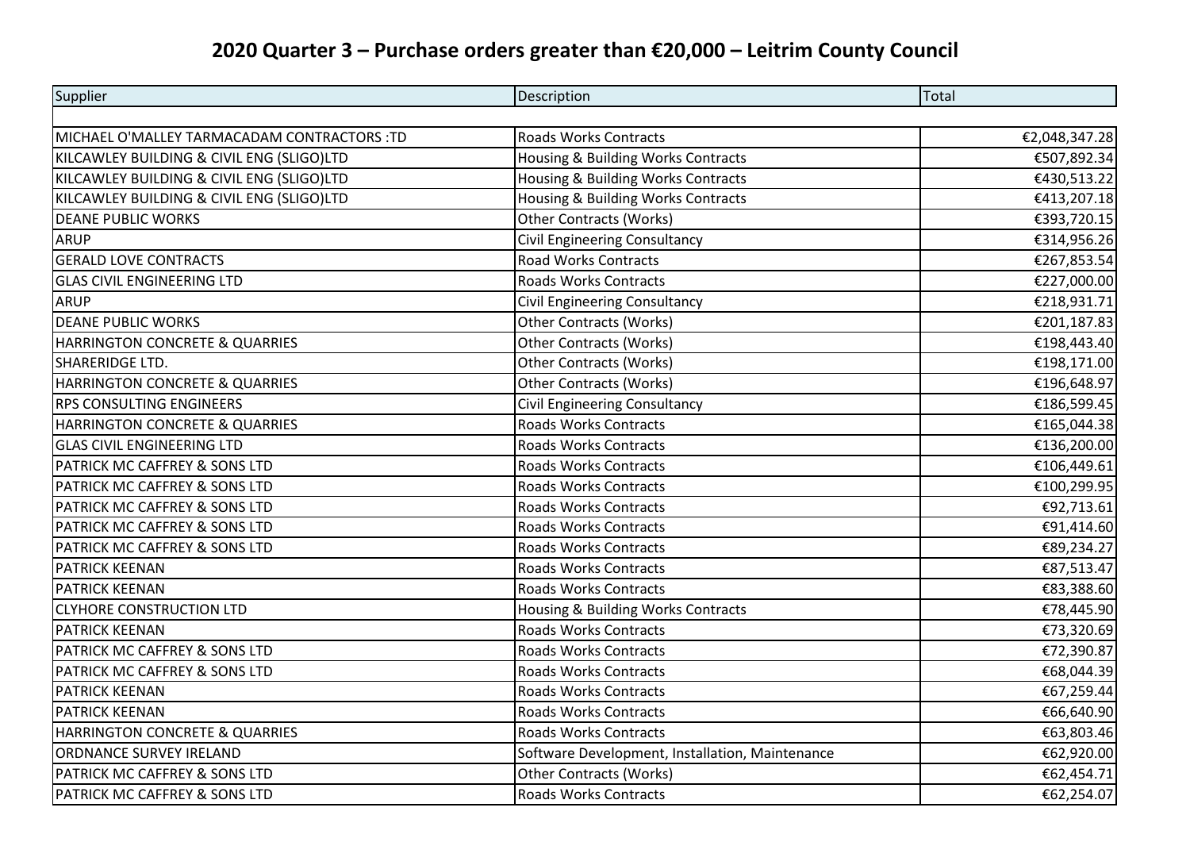# 2020 Quarter 3 – Purchase orders greater than €20,000 – Leitrim County Council

| Supplier | Description | Total |
|---|---|---|
| | | |
| MICHAEL O'MALLEY TARMACADAM CONTRACTORS :TD | Roads Works Contracts | €2,048,347.28 |
| KILCAWLEY BUILDING & CIVIL ENG (SLIGO)LTD | Housing & Building Works Contracts | €507,892.34 |
| KILCAWLEY BUILDING & CIVIL ENG (SLIGO)LTD | Housing & Building Works Contracts | €430,513.22 |
| KILCAWLEY BUILDING & CIVIL ENG (SLIGO)LTD | Housing & Building Works Contracts | €413,207.18 |
| DEANE PUBLIC WORKS | Other Contracts (Works) | €393,720.15 |
| ARUP | Civil Engineering Consultancy | €314,956.26 |
| GERALD LOVE CONTRACTS | Road Works Contracts | €267,853.54 |
| GLAS CIVIL ENGINEERING LTD | Roads Works Contracts | €227,000.00 |
| ARUP | Civil Engineering Consultancy | €218,931.71 |
| DEANE PUBLIC WORKS | Other Contracts (Works) | €201,187.83 |
| HARRINGTON CONCRETE & QUARRIES | Other Contracts (Works) | €198,443.40 |
| SHARERIDGE LTD. | Other Contracts (Works) | €198,171.00 |
| HARRINGTON CONCRETE & QUARRIES | Other Contracts (Works) | €196,648.97 |
| RPS CONSULTING ENGINEERS | Civil Engineering Consultancy | €186,599.45 |
| HARRINGTON CONCRETE & QUARRIES | Roads Works Contracts | €165,044.38 |
| GLAS CIVIL ENGINEERING LTD | Roads Works Contracts | €136,200.00 |
| PATRICK MC CAFFREY & SONS LTD | Roads Works Contracts | €106,449.61 |
| PATRICK MC CAFFREY & SONS LTD | Roads Works Contracts | €100,299.95 |
| PATRICK MC CAFFREY & SONS LTD | Roads Works Contracts | €92,713.61 |
| PATRICK MC CAFFREY & SONS LTD | Roads Works Contracts | €91,414.60 |
| PATRICK MC CAFFREY & SONS LTD | Roads Works Contracts | €89,234.27 |
| PATRICK KEENAN | Roads Works Contracts | €87,513.47 |
| PATRICK KEENAN | Roads Works Contracts | €83,388.60 |
| CLYHORE CONSTRUCTION LTD | Housing & Building Works Contracts | €78,445.90 |
| PATRICK KEENAN | Roads Works Contracts | €73,320.69 |
| PATRICK MC CAFFREY & SONS LTD | Roads Works Contracts | €72,390.87 |
| PATRICK MC CAFFREY & SONS LTD | Roads Works Contracts | €68,044.39 |
| PATRICK KEENAN | Roads Works Contracts | €67,259.44 |
| PATRICK KEENAN | Roads Works Contracts | €66,640.90 |
| HARRINGTON CONCRETE & QUARRIES | Roads Works Contracts | €63,803.46 |
| ORDNANCE SURVEY IRELAND | Software Development, Installation, Maintenance | €62,920.00 |
| PATRICK MC CAFFREY & SONS LTD | Other Contracts (Works) | €62,454.71 |
| PATRICK MC CAFFREY & SONS LTD | Roads Works Contracts | €62,254.07 |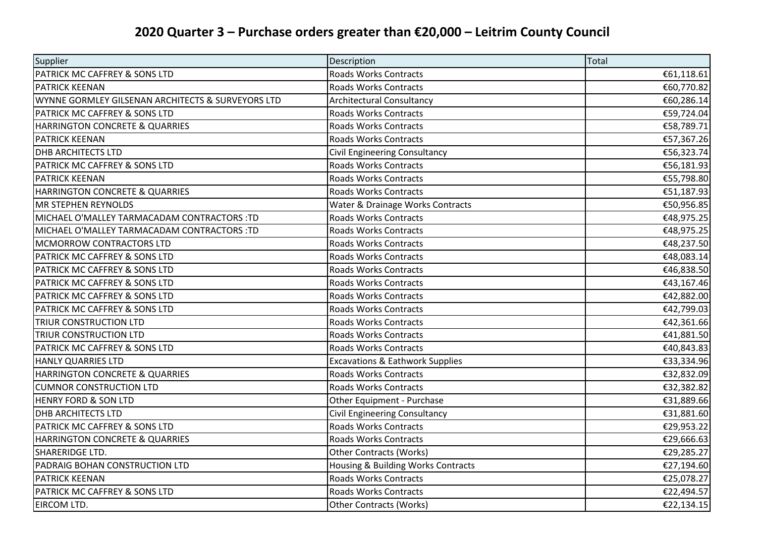## 2020 Quarter 3 – Purchase orders greater than €20,000 – Leitrim County Council

| Supplier | Description | Total |
|---|---|---|
| PATRICK MC CAFFREY & SONS LTD | Roads Works Contracts | €61,118.61 |
| PATRICK KEENAN | Roads Works Contracts | €60,770.82 |
| WYNNE GORMLEY GILSENAN ARCHITECTS & SURVEYORS LTD | Architectural Consultancy | €60,286.14 |
| PATRICK MC CAFFREY & SONS LTD | Roads Works Contracts | €59,724.04 |
| HARRINGTON CONCRETE & QUARRIES | Roads Works Contracts | €58,789.71 |
| PATRICK KEENAN | Roads Works Contracts | €57,367.26 |
| DHB ARCHITECTS LTD | Civil Engineering Consultancy | €56,323.74 |
| PATRICK MC CAFFREY & SONS LTD | Roads Works Contracts | €56,181.93 |
| PATRICK KEENAN | Roads Works Contracts | €55,798.80 |
| HARRINGTON CONCRETE & QUARRIES | Roads Works Contracts | €51,187.93 |
| MR STEPHEN REYNOLDS | Water & Drainage Works Contracts | €50,956.85 |
| MICHAEL O'MALLEY TARMACADAM CONTRACTORS :TD | Roads Works Contracts | €48,975.25 |
| MICHAEL O'MALLEY TARMACADAM CONTRACTORS :TD | Roads Works Contracts | €48,975.25 |
| MCMORROW CONTRACTORS LTD | Roads Works Contracts | €48,237.50 |
| PATRICK MC CAFFREY & SONS LTD | Roads Works Contracts | €48,083.14 |
| PATRICK MC CAFFREY & SONS LTD | Roads Works Contracts | €46,838.50 |
| PATRICK MC CAFFREY & SONS LTD | Roads Works Contracts | €43,167.46 |
| PATRICK MC CAFFREY & SONS LTD | Roads Works Contracts | €42,882.00 |
| PATRICK MC CAFFREY & SONS LTD | Roads Works Contracts | €42,799.03 |
| TRIUR CONSTRUCTION LTD | Roads Works Contracts | €42,361.66 |
| TRIUR CONSTRUCTION LTD | Roads Works Contracts | €41,881.50 |
| PATRICK MC CAFFREY & SONS LTD | Roads Works Contracts | €40,843.83 |
| HANLY QUARRIES LTD | Excavations & Eathwork Supplies | €33,334.96 |
| HARRINGTON CONCRETE & QUARRIES | Roads Works Contracts | €32,832.09 |
| CUMNOR CONSTRUCTION LTD | Roads Works Contracts | €32,382.82 |
| HENRY FORD & SON LTD | Other Equipment - Purchase | €31,889.66 |
| DHB ARCHITECTS LTD | Civil Engineering Consultancy | €31,881.60 |
| PATRICK MC CAFFREY & SONS LTD | Roads Works Contracts | €29,953.22 |
| HARRINGTON CONCRETE & QUARRIES | Roads Works Contracts | €29,666.63 |
| SHARERIDGE LTD. | Other Contracts (Works) | €29,285.27 |
| PADRAIG BOHAN CONSTRUCTION LTD | Housing & Building Works Contracts | €27,194.60 |
| PATRICK KEENAN | Roads Works Contracts | €25,078.27 |
| PATRICK MC CAFFREY & SONS LTD | Roads Works Contracts | €22,494.57 |
| EIRCOM LTD. | Other Contracts (Works) | €22,134.15 |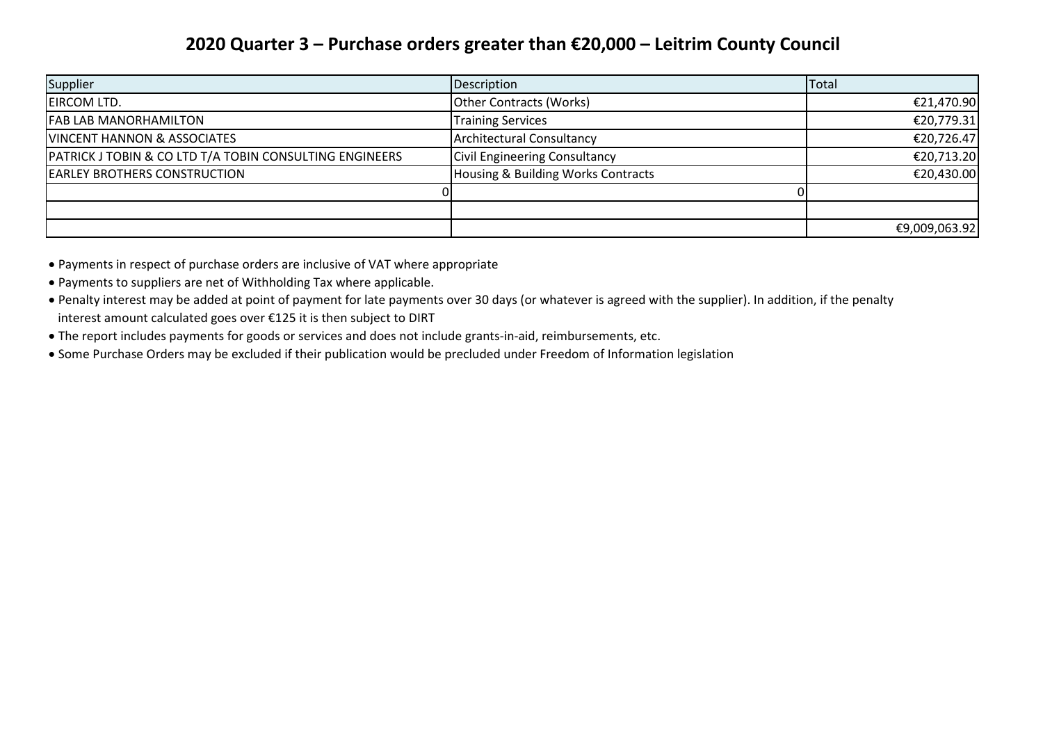## 2020 Quarter 3 – Purchase orders greater than €20,000 – Leitrim County Council

| Supplier | Description | Total |
|---|---|---|
| EIRCOM LTD. | Other Contracts (Works) | €21,470.90 |
| FAB LAB MANORHAMILTON | Training Services | €20,779.31 |
| VINCENT HANNON & ASSOCIATES | Architectural Consultancy | €20,726.47 |
| PATRICK J TOBIN & CO LTD T/A TOBIN CONSULTING ENGINEERS | Civil Engineering Consultancy | €20,713.20 |
| EARLEY BROTHERS CONSTRUCTION | Housing & Building Works Contracts | €20,430.00 |
| 0 | 0 | |
| | | |
| | | €9,009,063.92 |

- Payments in respect of purchase orders are inclusive of VAT where appropriate
- Payments to suppliers are net of Withholding Tax where applicable.
- Penalty interest may be added at point of payment for late payments over 30 days (or whatever is agreed with the supplier). In addition, if the penalty interest amount calculated goes over €125 it is then subject to DIRT
- The report includes payments for goods or services and does not include grants-in-aid, reimbursements, etc.
- Some Purchase Orders may be excluded if their publication would be precluded under Freedom of Information legislation